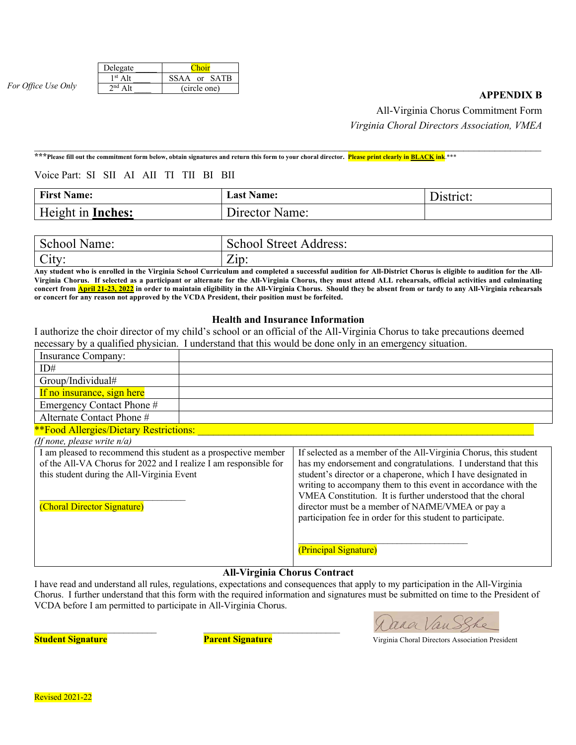*For Office Use Only*

| Delegate ____ | Choir |
|---|---|
| 1st Alt ____ | SSAA or SATB |
| 2nd Alt ____ | (circle one) |

**APPENDIX B**

All-Virginia Chorus Commitment Form

*Virginia Choral Directors Association, VMEA*

---

***Please fill out the commitment form below, obtain signatures and return this form to your choral director. **Please print clearly in BLACK ink**.***

Voice Part: SI SII AI AII TI TII BI BII

| **First Name:** | **Last Name:** | District: |
|---|---|---|
| Height in **Inches:** | Director Name: | |

| School Name: | School Street Address: |
|---|---|
| City: | Zip: |

**Any student who is enrolled in the Virginia School Curriculum and completed a successful audition for All-District Chorus is eligible to audition for the All-Virginia Chorus. If selected as a participant or alternate for the All-Virginia Chorus, they must attend ALL rehearsals, official activities and culminating concert from April 21-23, 2022 in order to maintain eligibility in the All-Virginia Chorus. Should they be absent from or tardy to any All-Virginia rehearsals or concert for any reason not approved by the VCDA President, their position must be forfeited.**

### Health and Insurance Information

I authorize the choir director of my child's school or an official of the All-Virginia Chorus to take precautions deemed necessary by a qualified physician. I understand that this would be done only in an emergency situation.

| Insurance Company: | |
|---|---|
| ID# | |
| Group/Individual# | |
| If no insurance, sign here | |
| Emergency Contact Phone # | |
| Alternate Contact Phone # | |

**Food Allergies/Dietary Restrictions: ______________________________

*(If none, please write n/a)*

| I am pleased to recommend this student as a prospective member of the All-VA Chorus for 2022 and I realize I am responsible for this student during the All-Virginia Event<br><br>______________________<br>(Choral Director Signature) | If selected as a member of the All-Virginia Chorus, this student has my endorsement and congratulations. I understand that this student's director or a chaperone, which I have designated in writing to accompany them to this event in accordance with the VMEA Constitution. It is further understood that the choral director must be a member of NAfME/VMEA or pay a participation fee in order for this student to participate.<br><br>______________________<br>(Principal Signature) |
|---|---|

### All-Virginia Chorus Contract

I have read and understand all rules, regulations, expectations and consequences that apply to my participation in the All-Virginia Chorus. I further understand that this form with the required information and signatures must be submitted on time to the President of VCDA before I am permitted to participate in All-Virginia Chorus.

______________________ ______________________
**Student Signature** **Parent Signature**

Dana VanSlyke
Virginia Choral Directors Association President

Revised 2021-22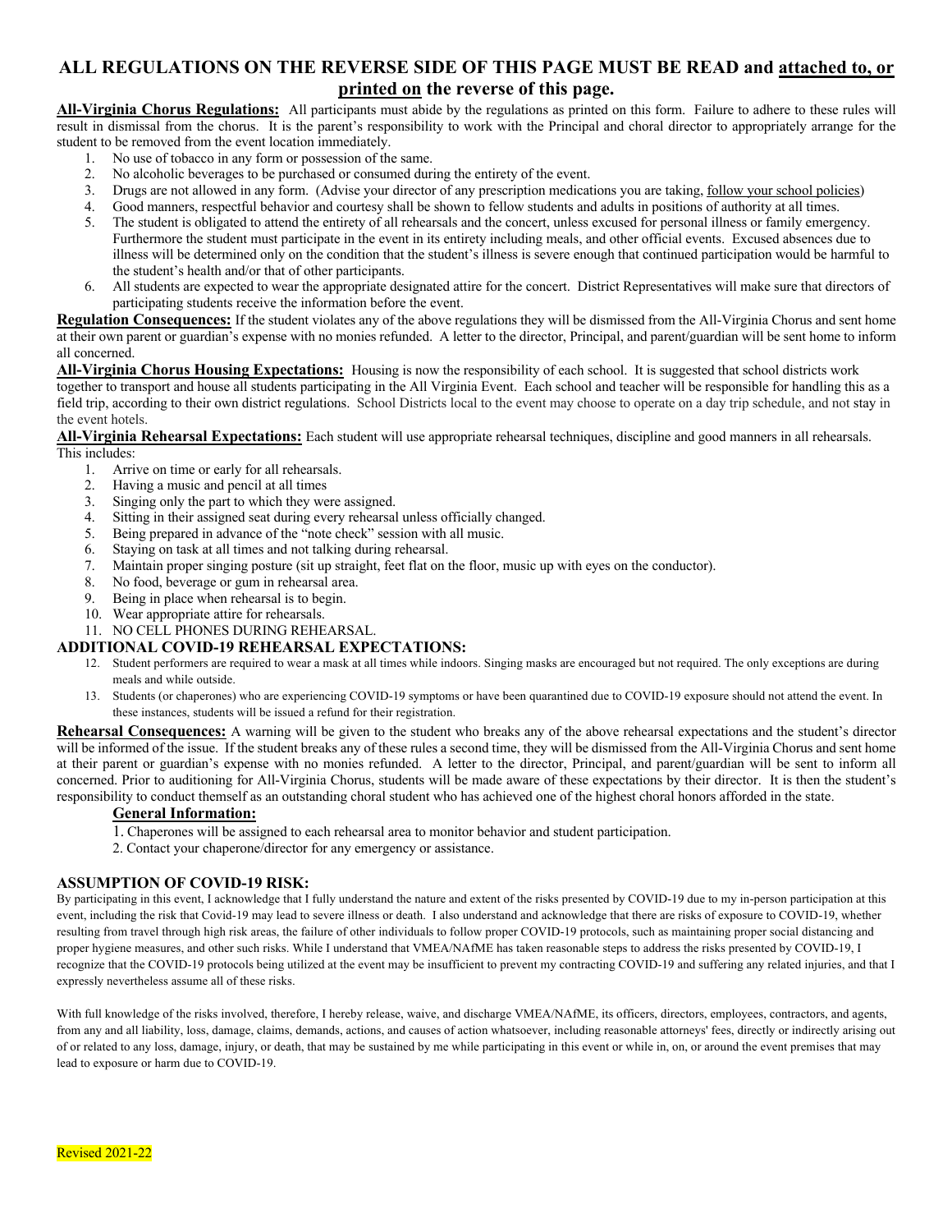## ALL REGULATIONS ON THE REVERSE SIDE OF THIS PAGE MUST BE READ and attached to, or printed on the reverse of this page.

**All-Virginia Chorus Regulations:** All participants must abide by the regulations as printed on this form. Failure to adhere to these rules will result in dismissal from the chorus. It is the parent's responsibility to work with the Principal and choral director to appropriately arrange for the student to be removed from the event location immediately.

1. No use of tobacco in any form or possession of the same.
2. No alcoholic beverages to be purchased or consumed during the entirety of the event.
3. Drugs are not allowed in any form. (Advise your director of any prescription medications you are taking, follow your school policies)
4. Good manners, respectful behavior and courtesy shall be shown to fellow students and adults in positions of authority at all times.
5. The student is obligated to attend the entirety of all rehearsals and the concert, unless excused for personal illness or family emergency. Furthermore the student must participate in the event in its entirety including meals, and other official events. Excused absences due to illness will be determined only on the condition that the student's illness is severe enough that continued participation would be harmful to the student's health and/or that of other participants.
6. All students are expected to wear the appropriate designated attire for the concert. District Representatives will make sure that directors of participating students receive the information before the event.

**Regulation Consequences:** If the student violates any of the above regulations they will be dismissed from the All-Virginia Chorus and sent home at their own parent or guardian's expense with no monies refunded. A letter to the director, Principal, and parent/guardian will be sent home to inform all concerned.

**All-Virginia Chorus Housing Expectations:** Housing is now the responsibility of each school. It is suggested that school districts work together to transport and house all students participating in the All Virginia Event. Each school and teacher will be responsible for handling this as a field trip, according to their own district regulations. School Districts local to the event may choose to operate on a day trip schedule, and not stay in the event hotels.

**All-Virginia Rehearsal Expectations:** Each student will use appropriate rehearsal techniques, discipline and good manners in all rehearsals. This includes:

1. Arrive on time or early for all rehearsals.
2. Having a music and pencil at all times
3. Singing only the part to which they were assigned.
4. Sitting in their assigned seat during every rehearsal unless officially changed.
5. Being prepared in advance of the "note check" session with all music.
6. Staying on task at all times and not talking during rehearsal.
7. Maintain proper singing posture (sit up straight, feet flat on the floor, music up with eyes on the conductor).
8. No food, beverage or gum in rehearsal area.
9. Being in place when rehearsal is to begin.
10. Wear appropriate attire for rehearsals.
11. NO CELL PHONES DURING REHEARSAL.

**ADDITIONAL COVID-19 REHEARSAL EXPECTATIONS:**

12. Student performers are required to wear a mask at all times while indoors. Singing masks are encouraged but not required. The only exceptions are during meals and while outside.
13. Students (or chaperones) who are experiencing COVID-19 symptoms or have been quarantined due to COVID-19 exposure should not attend the event. In these instances, students will be issued a refund for their registration.

**Rehearsal Consequences:** A warning will be given to the student who breaks any of the above rehearsal expectations and the student's director will be informed of the issue. If the student breaks any of these rules a second time, they will be dismissed from the All-Virginia Chorus and sent home at their parent or guardian's expense with no monies refunded. A letter to the director, Principal, and parent/guardian will be sent to inform all concerned. Prior to auditioning for All-Virginia Chorus, students will be made aware of these expectations by their director. It is then the student's responsibility to conduct themself as an outstanding choral student who has achieved one of the highest choral honors afforded in the state.

**General Information:**

1. Chaperones will be assigned to each rehearsal area to monitor behavior and student participation.
2. Contact your chaperone/director for any emergency or assistance.

**ASSUMPTION OF COVID-19 RISK:**

By participating in this event, I acknowledge that I fully understand the nature and extent of the risks presented by COVID-19 due to my in-person participation at this event, including the risk that Covid-19 may lead to severe illness or death. I also understand and acknowledge that there are risks of exposure to COVID-19, whether resulting from travel through high risk areas, the failure of other individuals to follow proper COVID-19 protocols, such as maintaining proper social distancing and proper hygiene measures, and other such risks. While I understand that VMEA/NAfME has taken reasonable steps to address the risks presented by COVID-19, I recognize that the COVID-19 protocols being utilized at the event may be insufficient to prevent my contracting COVID-19 and suffering any related injuries, and that I expressly nevertheless assume all of these risks.

With full knowledge of the risks involved, therefore, I hereby release, waive, and discharge VMEA/NAfME, its officers, directors, employees, contractors, and agents, from any and all liability, loss, damage, claims, demands, actions, and causes of action whatsoever, including reasonable attorneys' fees, directly or indirectly arising out of or related to any loss, damage, injury, or death, that may be sustained by me while participating in this event or while in, on, or around the event premises that may lead to exposure or harm due to COVID-19.

Revised 2021-22